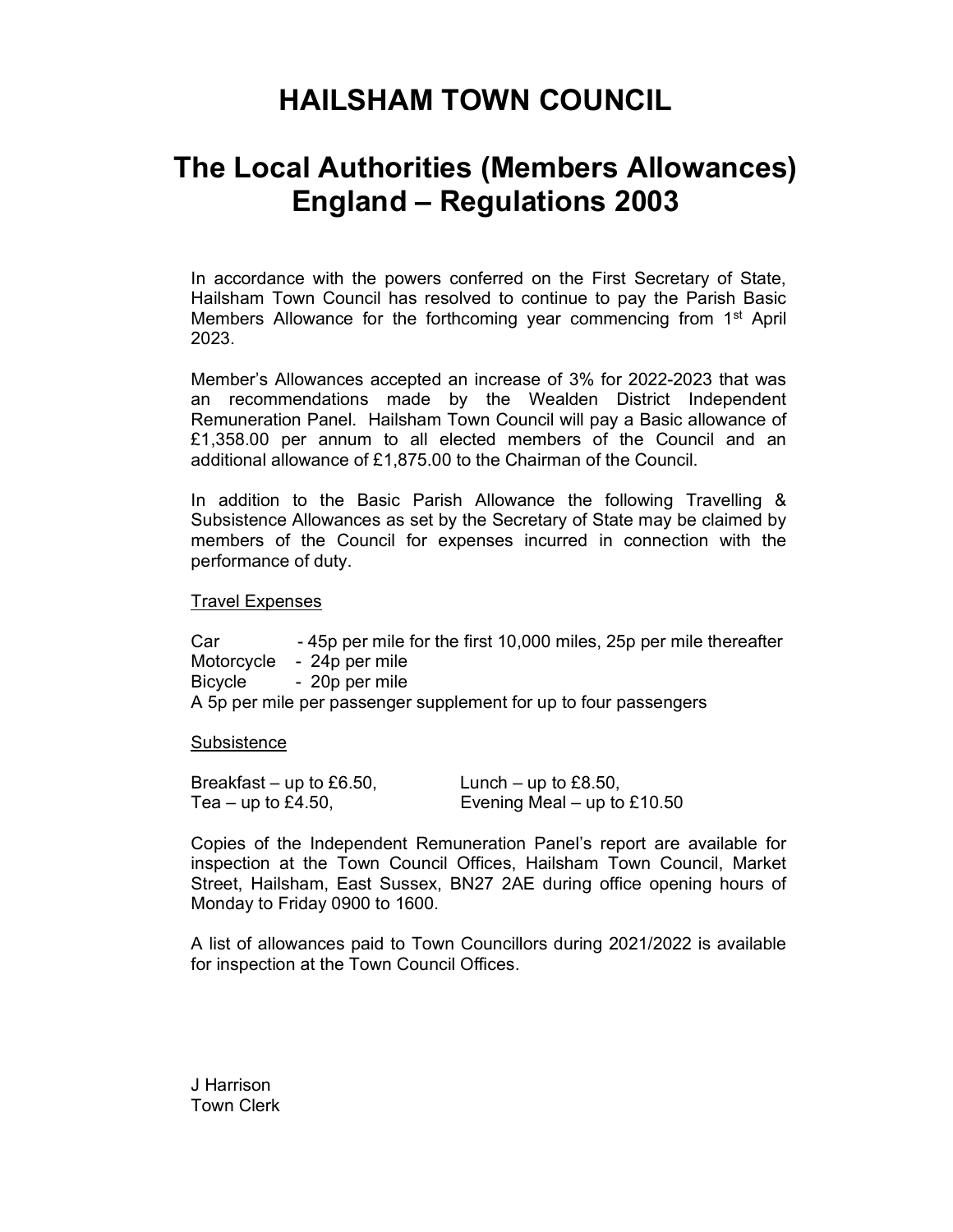# HAILSHAM TOWN COUNCIL

# The Local Authorities (Members Allowances) England – Regulations 2003

In accordance with the powers conferred on the First Secretary of State, Hailsham Town Council has resolved to continue to pay the Parish Basic Members Allowance for the forthcoming year commencing from 1st April 2023.

Member's Allowances accepted an increase of 3% for 2022-2023 that was an recommendations made by the Wealden District Independent Remuneration Panel. Hailsham Town Council will pay a Basic allowance of £1,358.00 per annum to all elected members of the Council and an additional allowance of £1,875.00 to the Chairman of the Council.

In addition to the Basic Parish Allowance the following Travelling & Subsistence Allowances as set by the Secretary of State may be claimed by members of the Council for expenses incurred in connection with the performance of duty.

<u>Travel Expenses</u>

Car - 45p per mile for the first 10,000 miles, 25p per mile thereafter
Motorcycle - 24p per mile
Bicycle - 20p per mile
A 5p per mile per passenger supplement for up to four passengers

<u>Subsistence</u>

Breakfast – up to £6.50, Lunch – up to £8.50,
Tea – up to £4.50, Evening Meal – up to £10.50

Copies of the Independent Remuneration Panel's report are available for inspection at the Town Council Offices, Hailsham Town Council, Market Street, Hailsham, East Sussex, BN27 2AE during office opening hours of Monday to Friday 0900 to 1600.

A list of allowances paid to Town Councillors during 2021/2022 is available for inspection at the Town Council Offices.

J Harrison
Town Clerk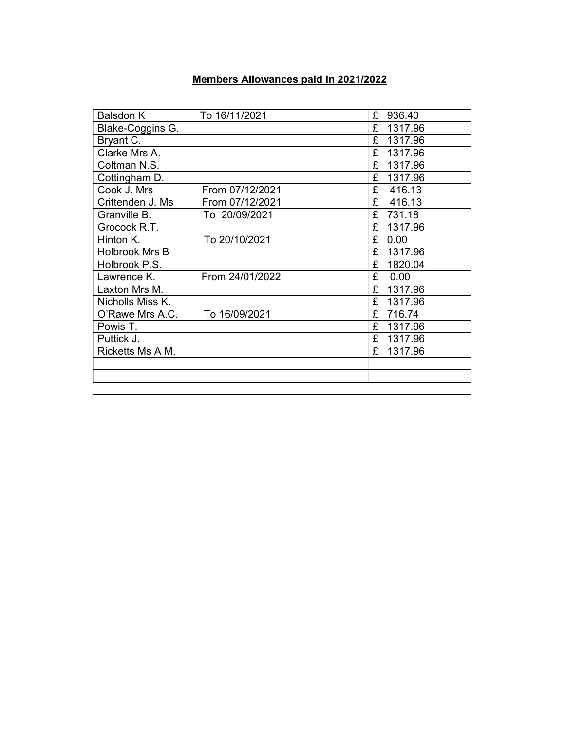## Members Allowances paid in 2021/2022

| | | |
|---|---|---|
| Balsdon K | To 16/11/2021 | £ 936.40 |
| Blake-Coggins G. | | £ 1317.96 |
| Bryant C. | | £ 1317.96 |
| Clarke Mrs A. | | £ 1317.96 |
| Coltman N.S. | | £ 1317.96 |
| Cottingham D. | | £ 1317.96 |
| Cook J. Mrs | From 07/12/2021 | £ 416.13 |
| Crittenden J. Ms | From 07/12/2021 | £ 416.13 |
| Granville B. | To 20/09/2021 | £ 731.18 |
| Grocock R.T. | | £ 1317.96 |
| Hinton K. | To 20/10/2021 | £ 0.00 |
| Holbrook Mrs B | | £ 1317.96 |
| Holbrook P.S. | | £ 1820.04 |
| Lawrence K. | From 24/01/2022 | £ 0.00 |
| Laxton Mrs M. | | £ 1317.96 |
| Nicholls Miss K. | | £ 1317.96 |
| O'Rawe Mrs A.C. | To 16/09/2021 | £ 716.74 |
| Powis T. | | £ 1317.96 |
| Puttick J. | | £ 1317.96 |
| Ricketts Ms A M. | | £ 1317.96 |
| | | |
| | | |
| | | |